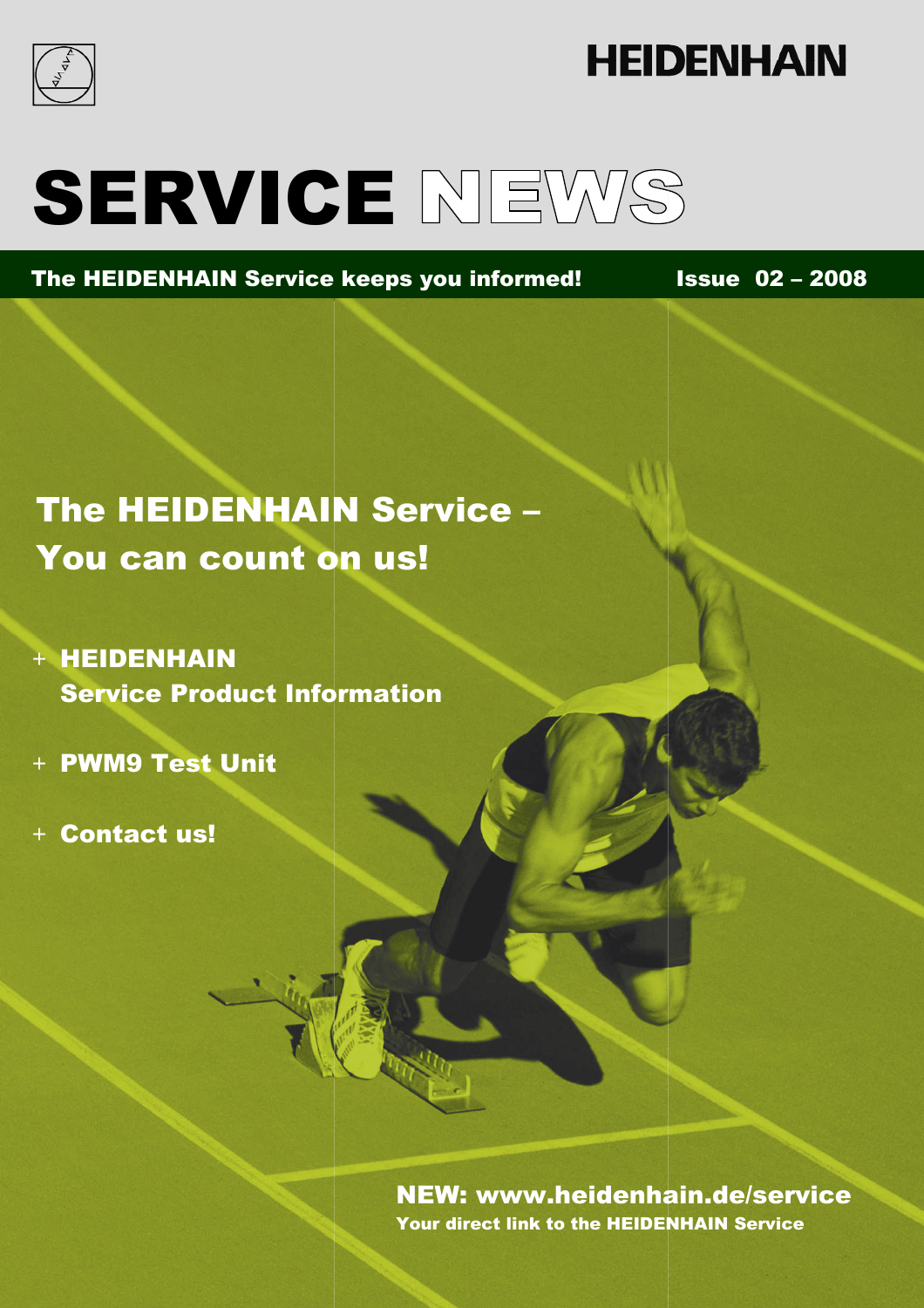HEIDENHAIN

# SERVICE NEWS

**The HEIDENHAIN Service keeps you informed!** **Issue 02 – 2008**

## The HEIDENHAIN Service – You can count on us!

- **HEIDENHAIN Service Product Information**
- **PWM9 Test Unit**
- **Contact us!**

**NEW: www.heidenhain.de/service**
**Your direct link to the HEIDENHAIN Service**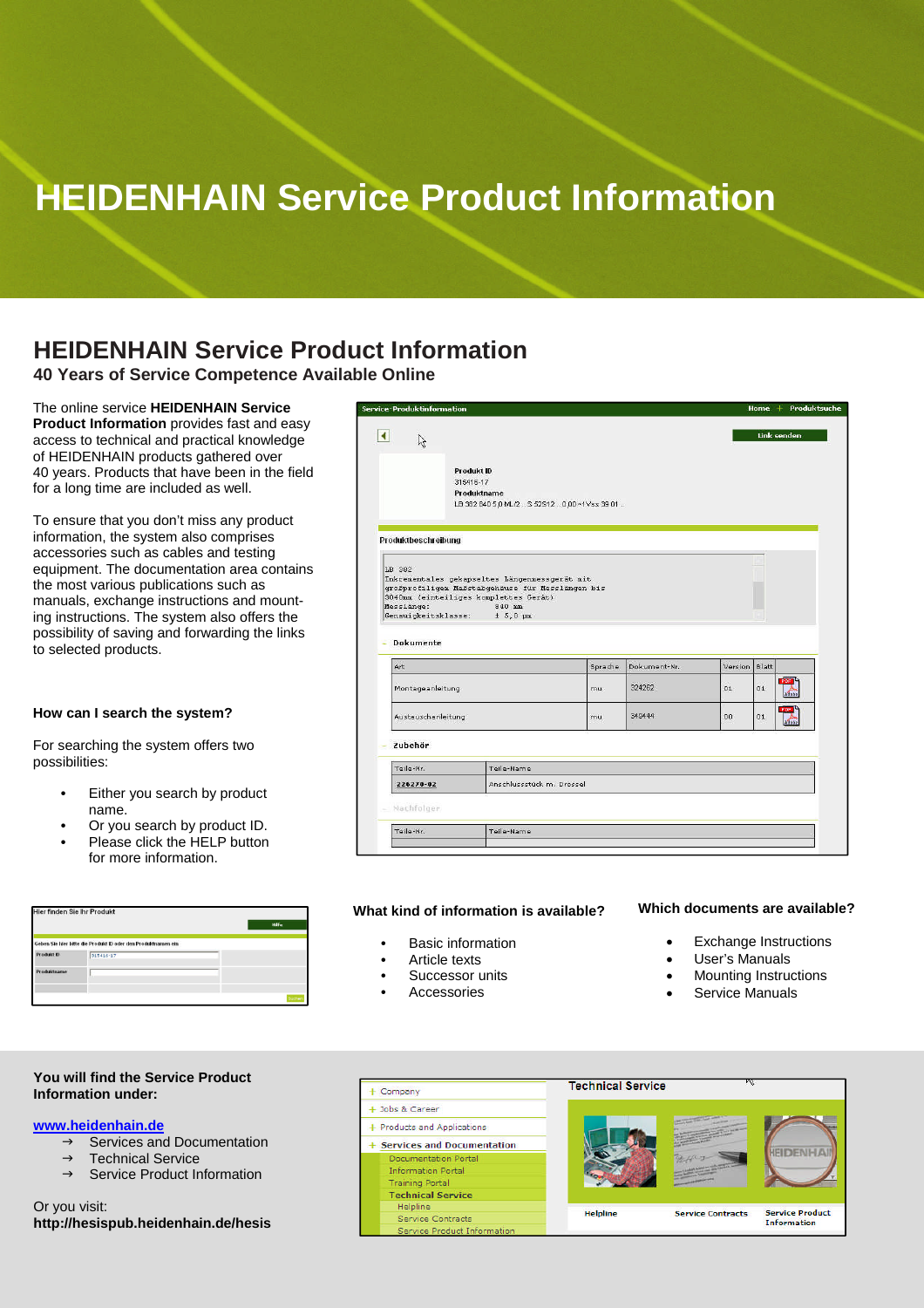# HEIDENHAIN Service Product Information

## HEIDENHAIN Service Product Information

**40 Years of Service Competence Available Online**

The online service **HEIDENHAIN Service Product Information** provides fast and easy access to technical and practical knowledge of HEIDENHAIN products gathered over 40 years. Products that have been in the field for a long time are included as well.

To ensure that you don't miss any product information, the system also comprises accessories such as cables and testing equipment. The documentation area contains the most various publications such as manuals, exchange instructions and mounting instructions. The system also offers the possibility of saving and forwarding the links to selected products.

### How can I search the system?

For searching the system offers two possibilities:

- Either you search by product name.
- Or you search by product ID.
- Please click the HELP button for more information.

### What kind of information is available?

- Basic information
- Article texts
- Successor units
- Accessories

### Which documents are available?

- Exchange Instructions
- User's Manuals
- Mounting Instructions
- Service Manuals

### You will find the Service Product Information under:

**www.heidenhain.de**

→ Services and Documentation
→ Technical Service
→ Service Product Information

Or you visit:
**http://hesispub.heidenhain.de/hesis**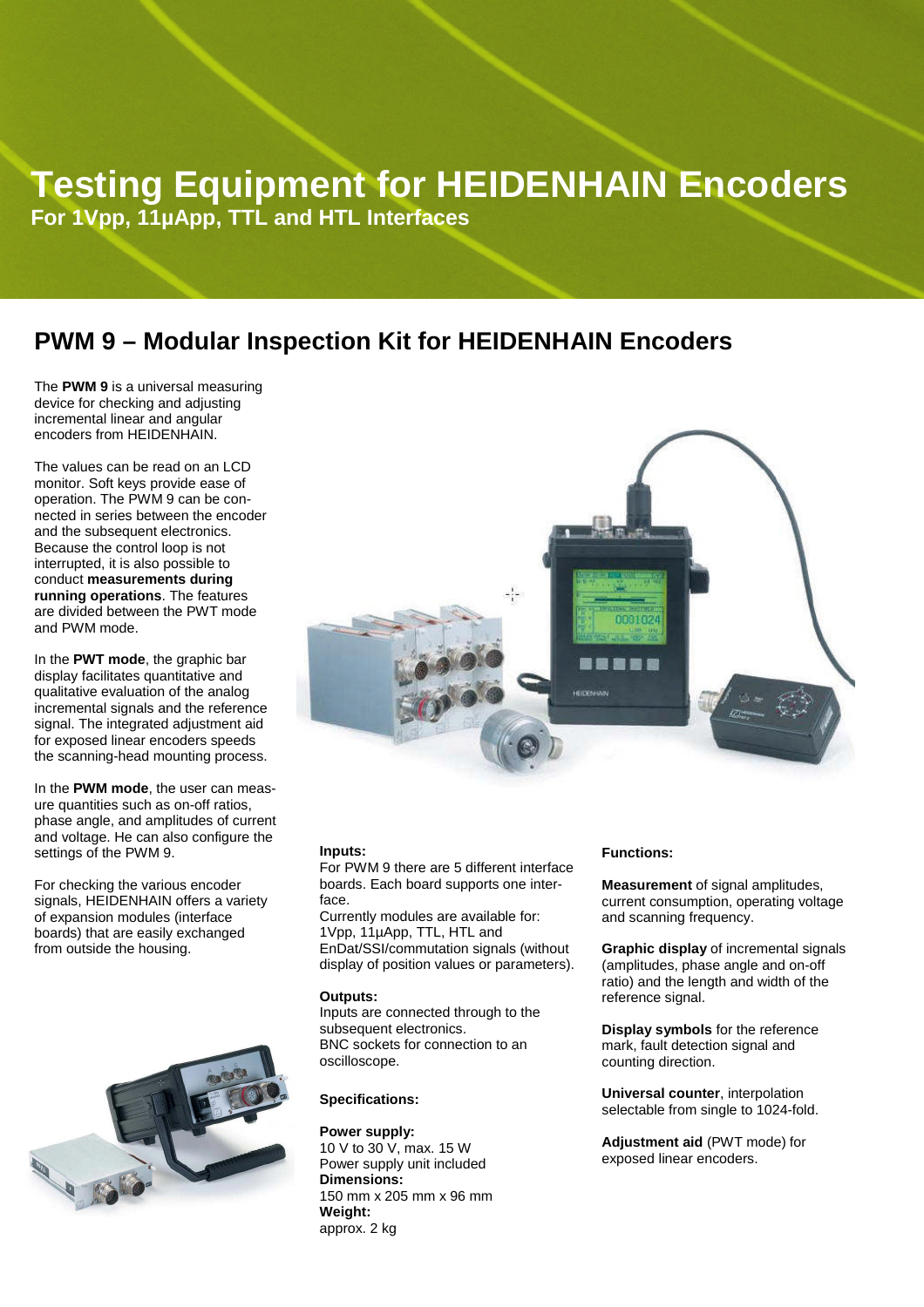# Testing Equipment for HEIDENHAIN Encoders

**For 1Vpp, 11µApp, TTL and HTL Interfaces**

## PWM 9 – Modular Inspection Kit for HEIDENHAIN Encoders

The **PWM 9** is a universal measuring device for checking and adjusting incremental linear and angular encoders from HEIDENHAIN.

The values can be read on an LCD monitor. Soft keys provide ease of operation. The PWM 9 can be connected in series between the encoder and the subsequent electronics. Because the control loop is not interrupted, it is also possible to conduct **measurements during running operations**. The features are divided between the PWT mode and PWM mode.

In the **PWT mode**, the graphic bar display facilitates quantitative and qualitative evaluation of the analog incremental signals and the reference signal. The integrated adjustment aid for exposed linear encoders speeds the scanning-head mounting process.

In the **PWM mode**, the user can measure quantities such as on-off ratios, phase angle, and amplitudes of current and voltage. He can also configure the settings of the PWM 9.

For checking the various encoder signals, HEIDENHAIN offers a variety of expansion modules (interface boards) that are easily exchanged from outside the housing.

**Inputs:**
For PWM 9 there are 5 different interface boards. Each board supports one interface.
Currently modules are available for: 1Vpp, 11µApp, TTL, HTL and EnDat/SSI/commutation signals (without display of position values or parameters).

**Outputs:**
Inputs are connected through to the subsequent electronics.
BNC sockets for connection to an oscilloscope.

**Specifications:**

**Power supply:**
10 V to 30 V, max. 15 W
Power supply unit included
**Dimensions:**
150 mm x 205 mm x 96 mm
**Weight:**
approx. 2 kg

**Functions:**

**Measurement** of signal amplitudes, current consumption, operating voltage and scanning frequency.

**Graphic display** of incremental signals (amplitudes, phase angle and on-off ratio) and the length and width of the reference signal.

**Display symbols** for the reference mark, fault detection signal and counting direction.

**Universal counter**, interpolation selectable from single to 1024-fold.

**Adjustment aid** (PWT mode) for exposed linear encoders.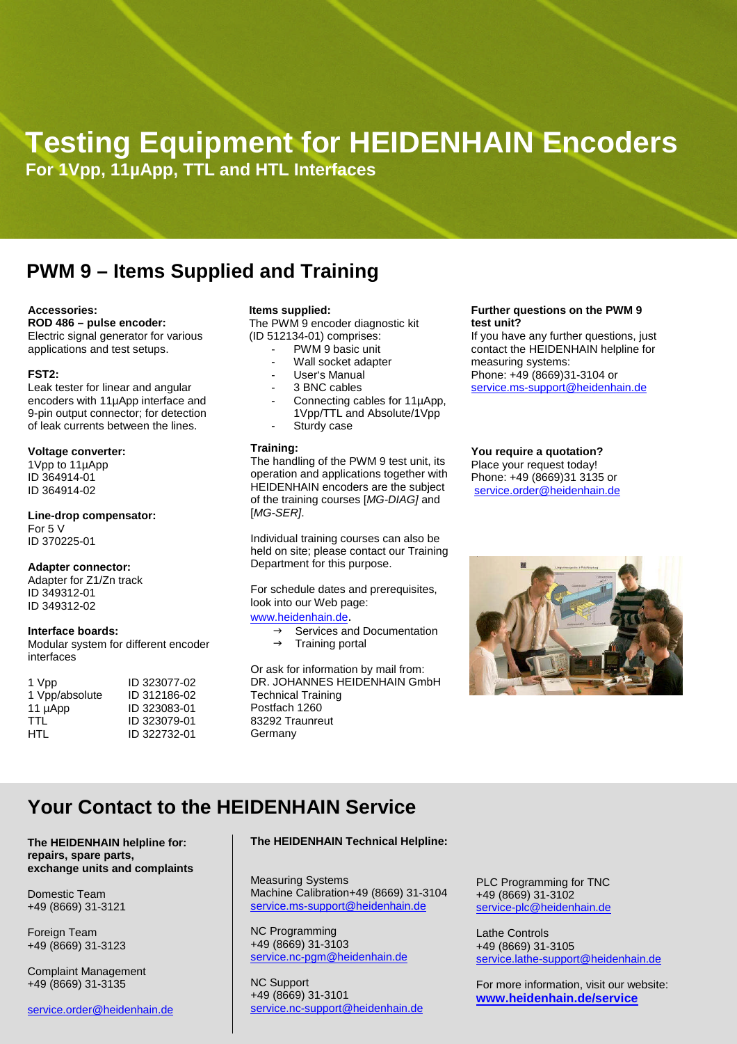# Testing Equipment for HEIDENHAIN Encoders

**For 1Vpp, 11µApp, TTL and HTL Interfaces**

## PWM 9 – Items Supplied and Training

**Accessories:**

**ROD 486 – pulse encoder:**
Electric signal generator for various applications and test setups.

**FST2:**
Leak tester for linear and angular encoders with 11µApp interface and 9-pin output connector; for detection of leak currents between the lines.

**Voltage converter:**
1Vpp to 11µApp
ID 364914-01
ID 364914-02

**Line-drop compensator:**
For 5 V
ID 370225-01

**Adapter connector:**
Adapter for Z1/Zn track
ID 349312-01
ID 349312-02

**Interface boards:**
Modular system for different encoder interfaces

| | |
|---|---|
| 1 Vpp | ID 323077-02 |
| 1 Vpp/absolute | ID 312186-02 |
| 11 µApp | ID 323083-01 |
| TTL | ID 323079-01 |
| HTL | ID 322732-01 |

**Items supplied:**
The PWM 9 encoder diagnostic kit (ID 512134-01) comprises:

- PWM 9 basic unit
- Wall socket adapter
- User's Manual
- 3 BNC cables
- Connecting cables for 11µApp, 1Vpp/TTL and Absolute/1Vpp
- Sturdy case

**Training:**
The handling of the PWM 9 test unit, its operation and applications together with HEIDENHAIN encoders are the subject of the training courses [*MG-DIAG]* and [*MG-SER]*.

Individual training courses can also be held on site; please contact our Training Department for this purpose.

For schedule dates and prerequisites, look into our Web page:
www.heidenhain.de.

→ Services and Documentation
→ Training portal

Or ask for information by mail from:
DR. JOHANNES HEIDENHAIN GmbH
Technical Training
Postfach 1260
83292 Traunreut
Germany

**Further questions on the PWM 9 test unit?**
If you have any further questions, just contact the HEIDENHAIN helpline for measuring systems:
Phone: +49 (8669)31-3104 or
service.ms-support@heidenhain.de

**You require a quotation?**
Place your request today!
Phone: +49 (8669)31 3135 or
service.order@heidenhain.de

## Your Contact to the HEIDENHAIN Service

**The HEIDENHAIN helpline for: repairs, spare parts, exchange units and complaints**

Domestic Team
+49 (8669) 31-3121

Foreign Team
+49 (8669) 31-3123

Complaint Management
+49 (8669) 31-3135

service.order@heidenhain.de

**The HEIDENHAIN Technical Helpline:**

Measuring Systems
Machine Calibration+49 (8669) 31-3104
service.ms-support@heidenhain.de

NC Programming
+49 (8669) 31-3103
service.nc-pgm@heidenhain.de

NC Support
+49 (8669) 31-3101
service.nc-support@heidenhain.de

PLC Programming for TNC
+49 (8669) 31-3102
service-plc@heidenhain.de

Lathe Controls
+49 (8669) 31-3105
service.lathe-support@heidenhain.de

For more information, visit our website:
**www.heidenhain.de/service**